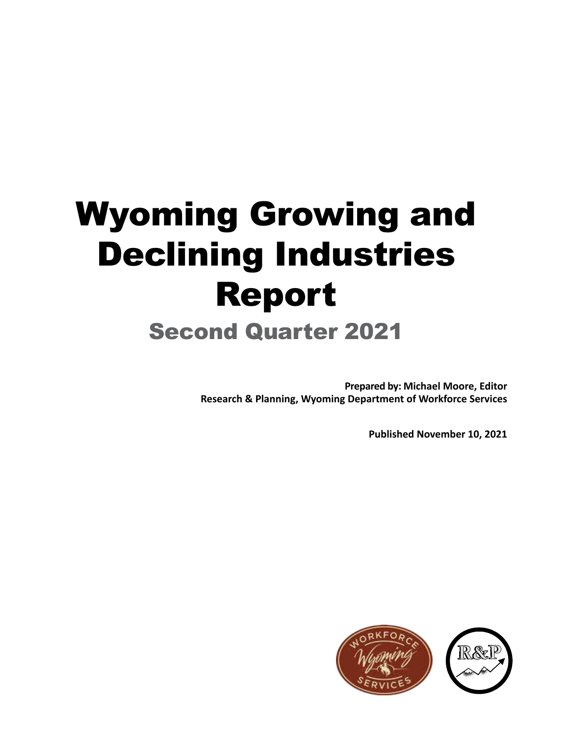# Wyoming Growing and Declining Industries Report

## Second Quarter 2021

**Prepared by: Michael Moore, Editor**
**Research & Planning, Wyoming Department of Workforce Services**

**Published November 10, 2021**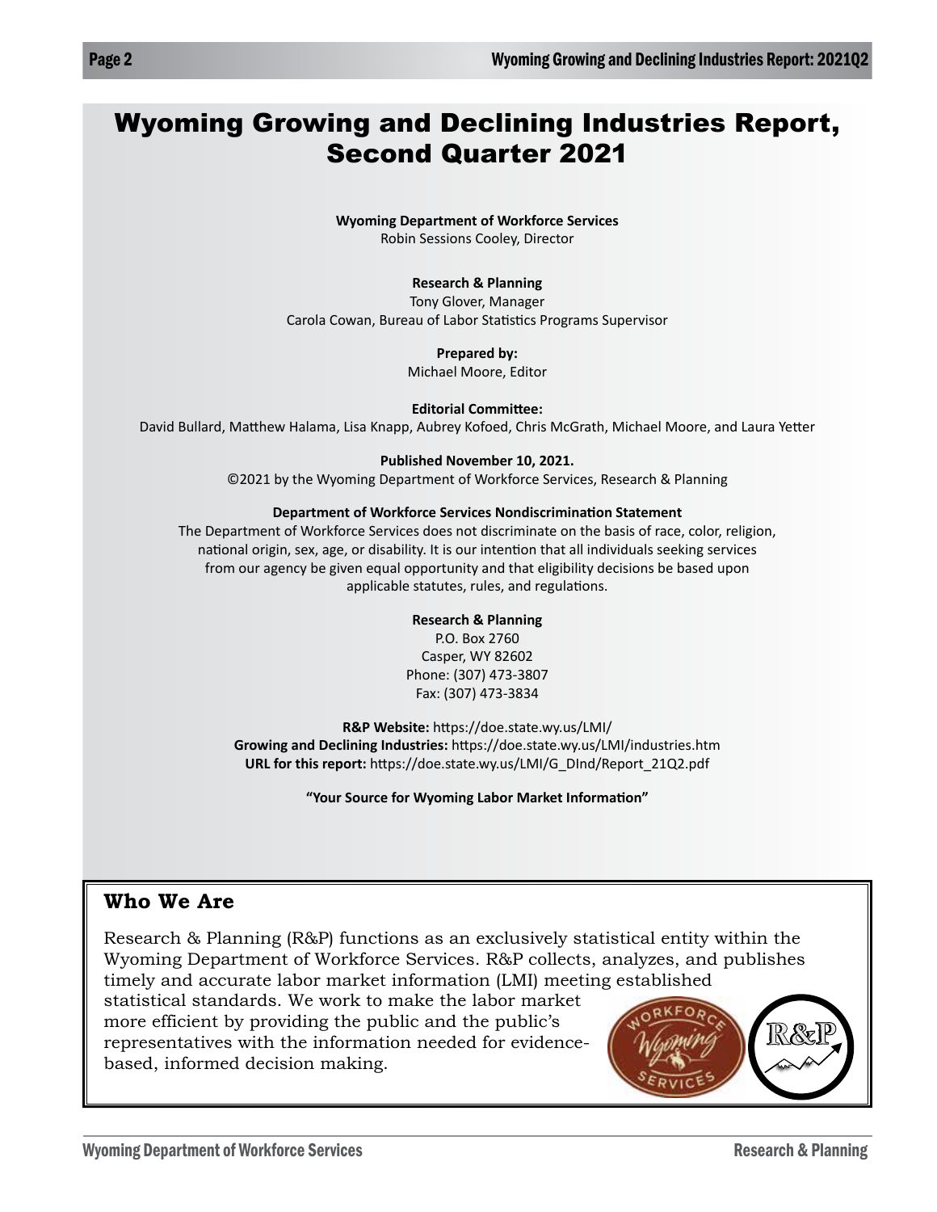# Wyoming Growing and Declining Industries Report, Second Quarter 2021

**Wyoming Department of Workforce Services**
Robin Sessions Cooley, Director

**Research & Planning**
Tony Glover, Manager
Carola Cowan, Bureau of Labor Statistics Programs Supervisor

**Prepared by:**
Michael Moore, Editor

**Editorial Committee:**
David Bullard, Matthew Halama, Lisa Knapp, Aubrey Kofoed, Chris McGrath, Michael Moore, and Laura Yetter

**Published November 10, 2021.**
©2021 by the Wyoming Department of Workforce Services, Research & Planning

**Department of Workforce Services Nondiscrimination Statement**
The Department of Workforce Services does not discriminate on the basis of race, color, religion, national origin, sex, age, or disability. It is our intention that all individuals seeking services from our agency be given equal opportunity and that eligibility decisions be based upon applicable statutes, rules, and regulations.

**Research & Planning**
P.O. Box 2760
Casper, WY 82602
Phone: (307) 473-3807
Fax: (307) 473-3834

**R&P Website:** https://doe.state.wy.us/LMI/
**Growing and Declining Industries:** https://doe.state.wy.us/LMI/industries.htm
**URL for this report:** https://doe.state.wy.us/LMI/G_DInd/Report_21Q2.pdf

**"Your Source for Wyoming Labor Market Information"**

## Who We Are

Research & Planning (R&P) functions as an exclusively statistical entity within the Wyoming Department of Workforce Services. R&P collects, analyzes, and publishes timely and accurate labor market information (LMI) meeting established statistical standards. We work to make the labor market more efficient by providing the public and the public's representatives with the information needed for evidence-based, informed decision making.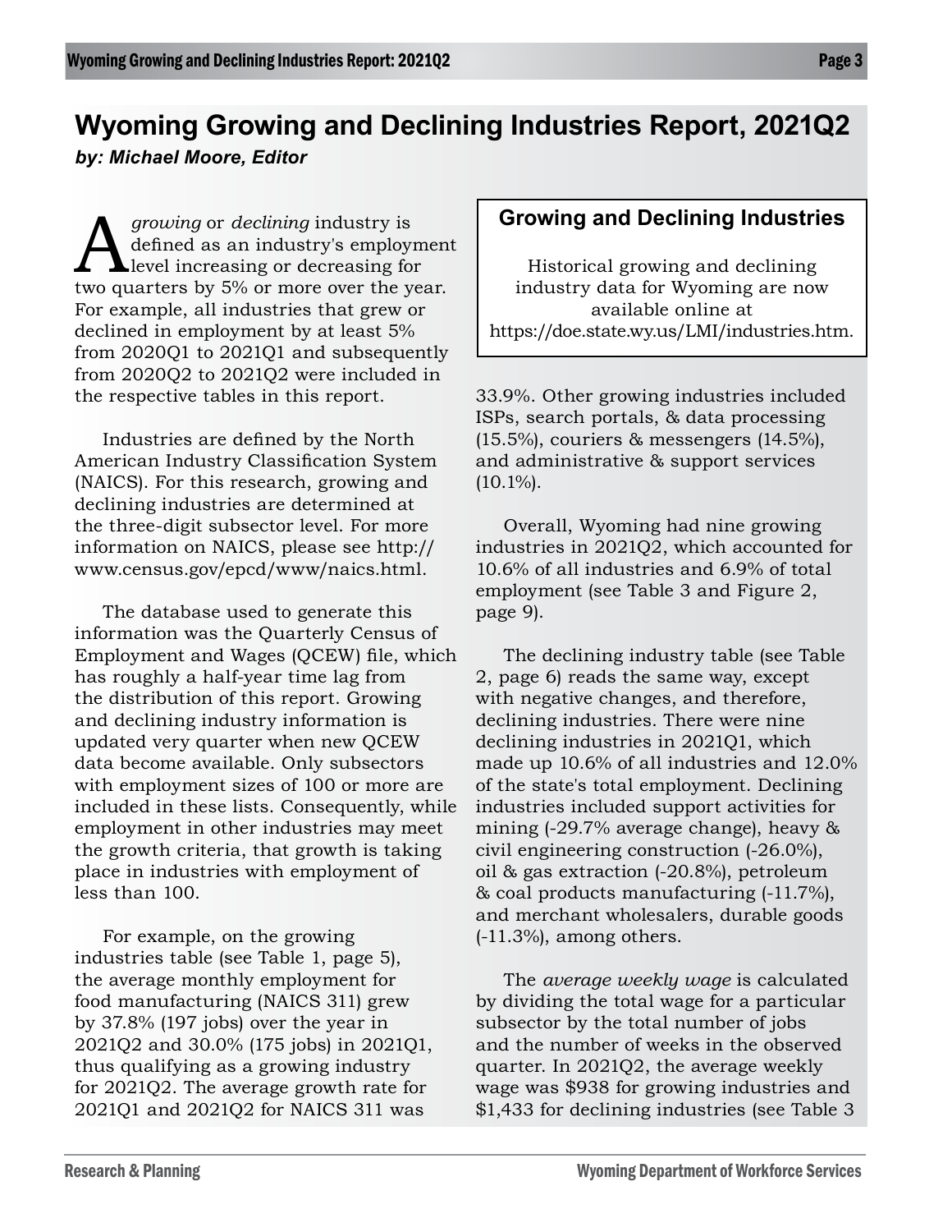# Wyoming Growing and Declining Industries Report, 2021Q2

***by: Michael Moore, Editor***

A *growing* or *declining* industry is defined as an industry's employment level increasing or decreasing for two quarters by 5% or more over the year. For example, all industries that grew or declined in employment by at least 5% from 2020Q1 to 2021Q1 and subsequently from 2020Q2 to 2021Q2 were included in the respective tables in this report.

Industries are defined by the North American Industry Classification System (NAICS). For this research, growing and declining industries are determined at the three-digit subsector level. For more information on NAICS, please see http://www.census.gov/epcd/www/naics.html.

The database used to generate this information was the Quarterly Census of Employment and Wages (QCEW) file, which has roughly a half-year time lag from the distribution of this report. Growing and declining industry information is updated very quarter when new QCEW data become available. Only subsectors with employment sizes of 100 or more are included in these lists. Consequently, while employment in other industries may meet the growth criteria, that growth is taking place in industries with employment of less than 100.

For example, on the growing industries table (see Table 1, page 5), the average monthly employment for food manufacturing (NAICS 311) grew by 37.8% (197 jobs) over the year in 2021Q2 and 30.0% (175 jobs) in 2021Q1, thus qualifying as a growing industry for 2021Q2. The average growth rate for 2021Q1 and 2021Q2 for NAICS 311 was 33.9%. Other growing industries included ISPs, search portals, & data processing (15.5%), couriers & messengers (14.5%), and administrative & support services (10.1%).

> **Growing and Declining Industries**
>
> Historical growing and declining industry data for Wyoming are now available online at https://doe.state.wy.us/LMI/industries.htm.

Overall, Wyoming had nine growing industries in 2021Q2, which accounted for 10.6% of all industries and 6.9% of total employment (see Table 3 and Figure 2, page 9).

The declining industry table (see Table 2, page 6) reads the same way, except with negative changes, and therefore, declining industries. There were nine declining industries in 2021Q1, which made up 10.6% of all industries and 12.0% of the state's total employment. Declining industries included support activities for mining (-29.7% average change), heavy & civil engineering construction (-26.0%), oil & gas extraction (-20.8%), petroleum & coal products manufacturing (-11.7%), and merchant wholesalers, durable goods (-11.3%), among others.

The *average weekly wage* is calculated by dividing the total wage for a particular subsector by the total number of jobs and the number of weeks in the observed quarter. In 2021Q2, the average weekly wage was $938 for growing industries and $1,433 for declining industries (see Table 3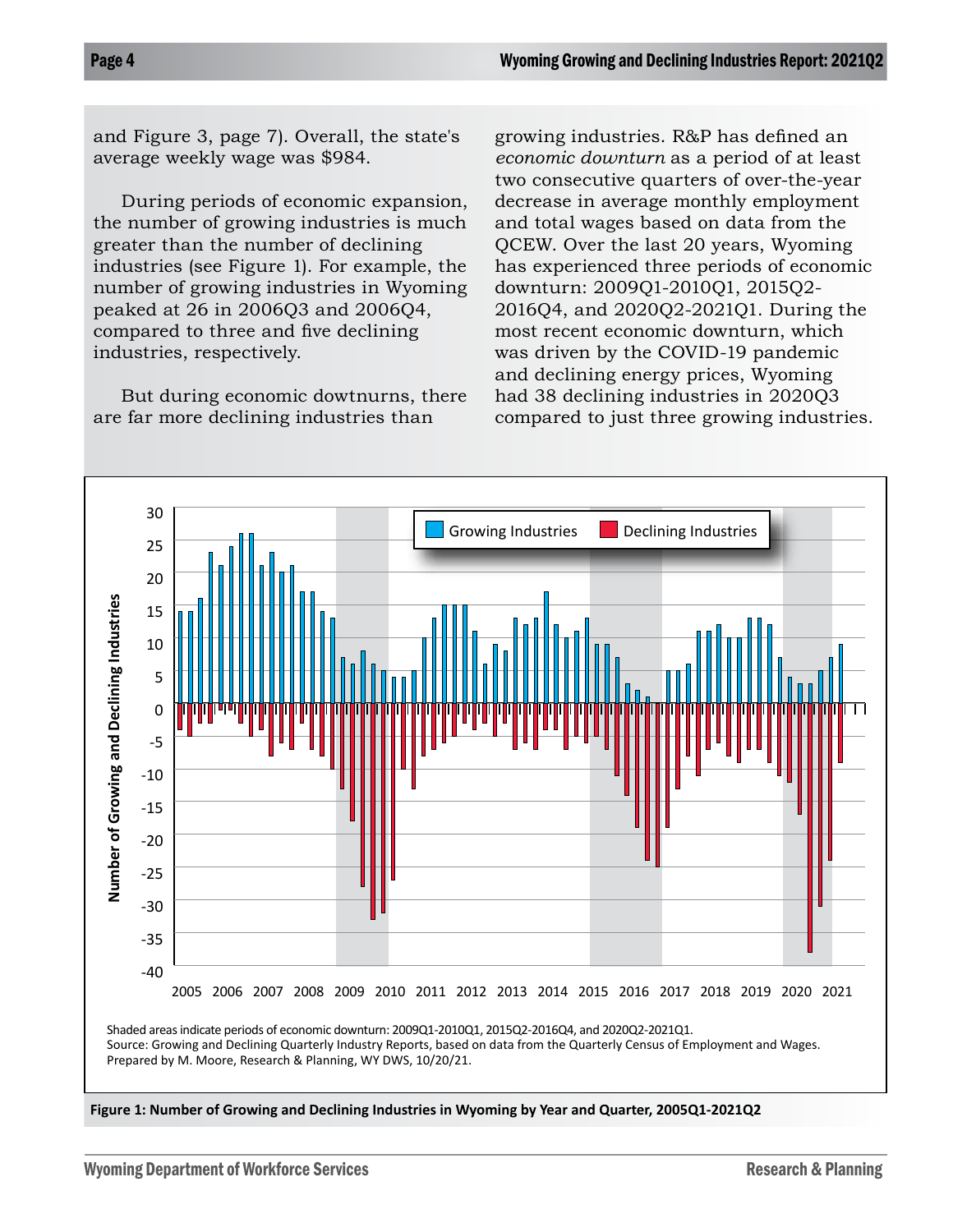and Figure 3, page 7). Overall, the state's average weekly wage was $984.

During periods of economic expansion, the number of growing industries is much greater than the number of declining industries (see Figure 1). For example, the number of growing industries in Wyoming peaked at 26 in 2006Q3 and 2006Q4, compared to three and five declining industries, respectively.

But during economic dowtnurns, there are far more declining industries than growing industries. R&P has defined an *economic downturn* as a period of at least two consecutive quarters of over-the-year decrease in average monthly employment and total wages based on data from the QCEW. Over the last 20 years, Wyoming has experienced three periods of economic downturn: 2009Q1-2010Q1, 2015Q2-2016Q4, and 2020Q2-2021Q1. During the most recent economic downturn, which was driven by the COVID-19 pandemic and declining energy prices, Wyoming had 38 declining industries in 2020Q3 compared to just three growing industries.

Shaded areas indicate periods of economic downturn: 2009Q1-2010Q1, 2015Q2-2016Q4, and 2020Q2-2021Q1.
Source: Growing and Declining Quarterly Industry Reports, based on data from the Quarterly Census of Employment and Wages.
Prepared by M. Moore, Research & Planning, WY DWS, 10/20/21.

**Figure 1: Number of Growing and Declining Industries in Wyoming by Year and Quarter, 2005Q1-2021Q2**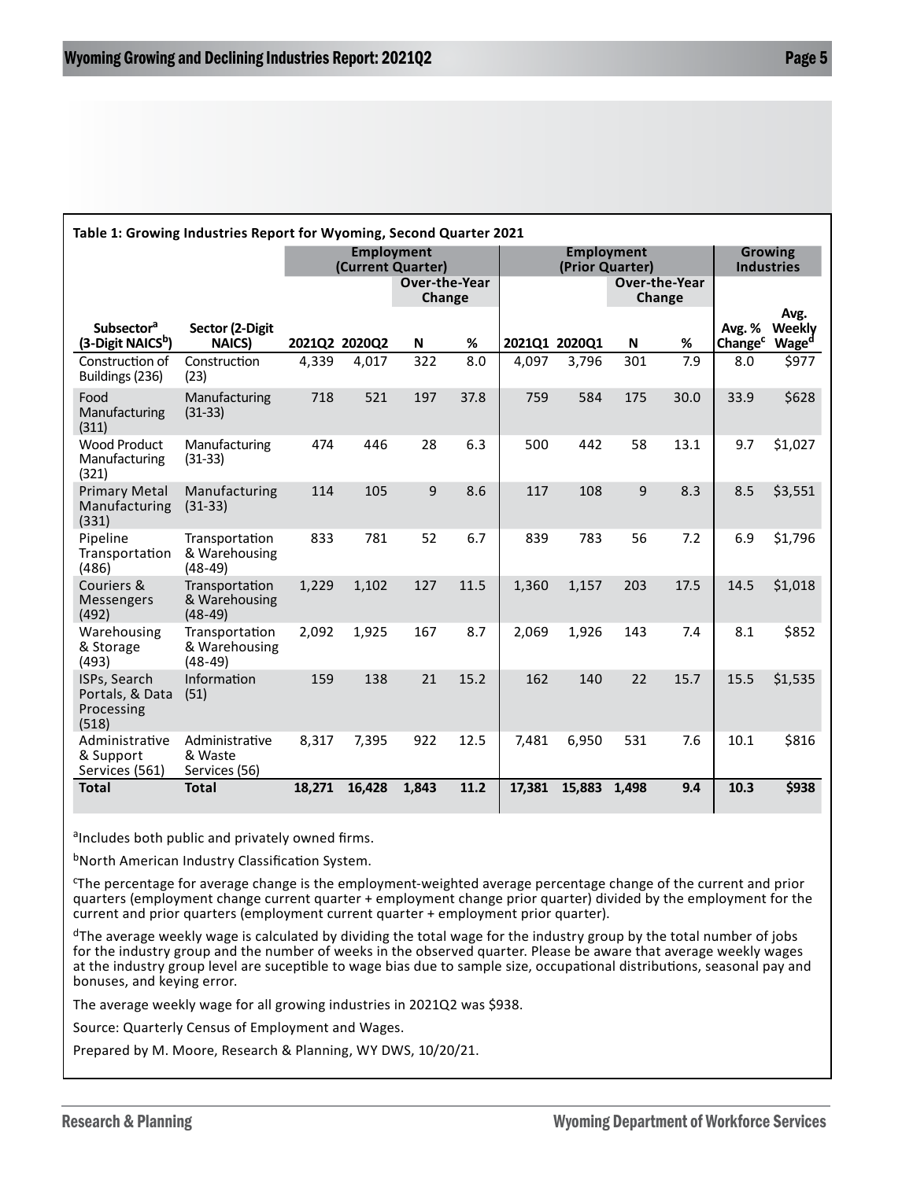**Table 1: Growing Industries Report for Wyoming, Second Quarter 2021**

| | | Employment (Current Quarter) | | | | Employment (Prior Quarter) | | | | Growing Industries | |
|---|---|---|---|---|---|---|---|---|---|---|---|
| | | | | Over-the-Year Change | | | | Over-the-Year Change | | | |
| Subsector[a] (3-Digit NAICS[b]) | Sector (2-Digit NAICS) | 2021Q2 | 2020Q2 | N | % | 2021Q1 | 2020Q1 | N | % | Avg. % Change[c] | Avg. Weekly Wage[d] |
| Construction of Buildings (236) | Construction (23) | 4,339 | 4,017 | 322 | 8.0 | 4,097 | 3,796 | 301 | 7.9 | 8.0 | $977 |
| Food Manufacturing (311) | Manufacturing (31-33) | 718 | 521 | 197 | 37.8 | 759 | 584 | 175 | 30.0 | 33.9 | $628 |
| Wood Product Manufacturing (321) | Manufacturing (31-33) | 474 | 446 | 28 | 6.3 | 500 | 442 | 58 | 13.1 | 9.7 | $1,027 |
| Primary Metal Manufacturing (331) | Manufacturing (31-33) | 114 | 105 | 9 | 8.6 | 117 | 108 | 9 | 8.3 | 8.5 | $3,551 |
| Pipeline Transportation (486) | Transportation & Warehousing (48-49) | 833 | 781 | 52 | 6.7 | 839 | 783 | 56 | 7.2 | 6.9 | $1,796 |
| Couriers & Messengers (492) | Transportation & Warehousing (48-49) | 1,229 | 1,102 | 127 | 11.5 | 1,360 | 1,157 | 203 | 17.5 | 14.5 | $1,018 |
| Warehousing & Storage (493) | Transportation & Warehousing (48-49) | 2,092 | 1,925 | 167 | 8.7 | 2,069 | 1,926 | 143 | 7.4 | 8.1 | $852 |
| ISPs, Search Portals, & Data Processing (518) | Information (51) | 159 | 138 | 21 | 15.2 | 162 | 140 | 22 | 15.7 | 15.5 | $1,535 |
| Administrative & Support Services (561) | Administrative & Waste Services (56) | 8,317 | 7,395 | 922 | 12.5 | 7,481 | 6,950 | 531 | 7.6 | 10.1 | $816 |
| **Total** | **Total** | **18,271** | **16,428** | **1,843** | **11.2** | **17,381** | **15,883** | **1,498** | **9.4** | **10.3** | **$938** |

[a]Includes both public and privately owned firms.

[b]North American Industry Classification System.

[c]The percentage for average change is the employment-weighted average percentage change of the current and prior quarters (employment change current quarter + employment change prior quarter) divided by the employment for the current and prior quarters (employment current quarter + employment prior quarter).

[d]The average weekly wage is calculated by dividing the total wage for the industry group by the total number of jobs for the industry group and the number of weeks in the observed quarter. Please be aware that average weekly wages at the industry group level are suceptible to wage bias due to sample size, occupational distributions, seasonal pay and bonuses, and keying error.

The average weekly wage for all growing industries in 2021Q2 was $938.

Source: Quarterly Census of Employment and Wages.

Prepared by M. Moore, Research & Planning, WY DWS, 10/20/21.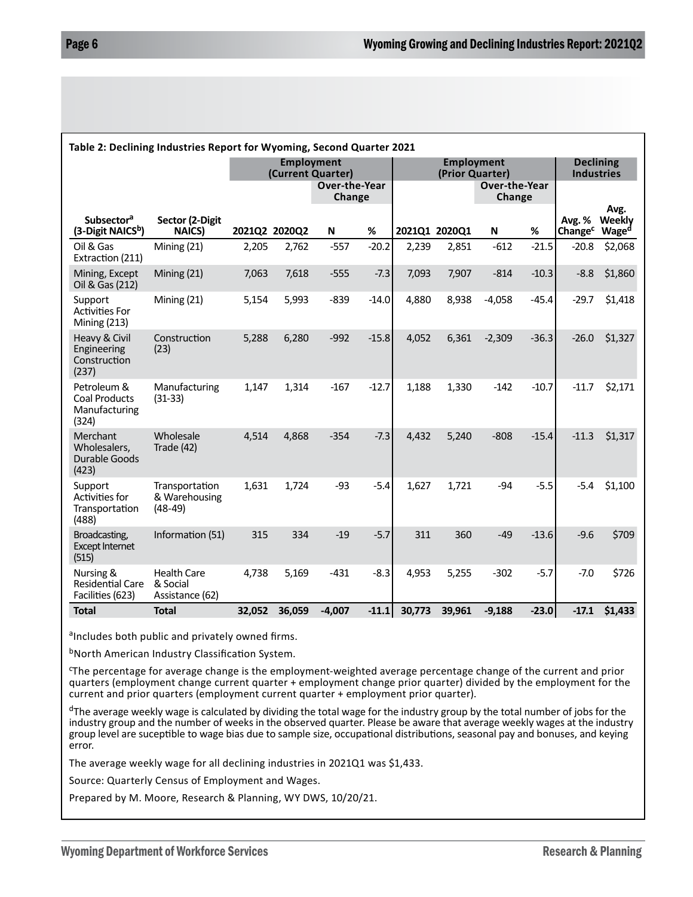**Table 2: Declining Industries Report for Wyoming, Second Quarter 2021**

| | | Employment (Current Quarter) | | | | Employment (Prior Quarter) | | | | Declining Industries | |
|---|---|---|---|---|---|---|---|---|---|---|---|
| | | | | Over-the-Year Change | | | | Over-the-Year Change | | | |
| Subsector[a] (3-Digit NAICS[b]) | Sector (2-Digit NAICS) | 2021Q2 | 2020Q2 | N | % | 2021Q1 | 2020Q1 | N | % | Avg. % Change[c] | Avg. Weekly Wage[d] |
| Oil & Gas Extraction (211) | Mining (21) | 2,205 | 2,762 | -557 | -20.2 | 2,239 | 2,851 | -612 | -21.5 | -20.8 | $2,068 |
| Mining, Except Oil & Gas (212) | Mining (21) | 7,063 | 7,618 | -555 | -7.3 | 7,093 | 7,907 | -814 | -10.3 | -8.8 | $1,860 |
| Support Activities For Mining (213) | Mining (21) | 5,154 | 5,993 | -839 | -14.0 | 4,880 | 8,938 | -4,058 | -45.4 | -29.7 | $1,418 |
| Heavy & Civil Engineering Construction (237) | Construction (23) | 5,288 | 6,280 | -992 | -15.8 | 4,052 | 6,361 | -2,309 | -36.3 | -26.0 | $1,327 |
| Petroleum & Coal Products Manufacturing (324) | Manufacturing (31-33) | 1,147 | 1,314 | -167 | -12.7 | 1,188 | 1,330 | -142 | -10.7 | -11.7 | $2,171 |
| Merchant Wholesalers, Durable Goods (423) | Wholesale Trade (42) | 4,514 | 4,868 | -354 | -7.3 | 4,432 | 5,240 | -808 | -15.4 | -11.3 | $1,317 |
| Support Activities for Transportation (488) | Transportation & Warehousing (48-49) | 1,631 | 1,724 | -93 | -5.4 | 1,627 | 1,721 | -94 | -5.5 | -5.4 | $1,100 |
| Broadcasting, Except Internet (515) | Information (51) | 315 | 334 | -19 | -5.7 | 311 | 360 | -49 | -13.6 | -9.6 | $709 |
| Nursing & Residential Care Facilities (623) | Health Care & Social Assistance (62) | 4,738 | 5,169 | -431 | -8.3 | 4,953 | 5,255 | -302 | -5.7 | -7.0 | $726 |
| **Total** | **Total** | **32,052** | **36,059** | **-4,007** | **-11.1** | **30,773** | **39,961** | **-9,188** | **-23.0** | **-17.1** | **$1,433** |

[a]Includes both public and privately owned firms.

[b]North American Industry Classification System.

[c]The percentage for average change is the employment-weighted average percentage change of the current and prior quarters (employment change current quarter + employment change prior quarter) divided by the employment for the current and prior quarters (employment current quarter + employment prior quarter).

[d]The average weekly wage is calculated by dividing the total wage for the industry group by the total number of jobs for the industry group and the number of weeks in the observed quarter. Please be aware that average weekly wages at the industry group level are suceptible to wage bias due to sample size, occupational distributions, seasonal pay and bonuses, and keying error.

The average weekly wage for all declining industries in 2021Q1 was $1,433.

Source: Quarterly Census of Employment and Wages.

Prepared by M. Moore, Research & Planning, WY DWS, 10/20/21.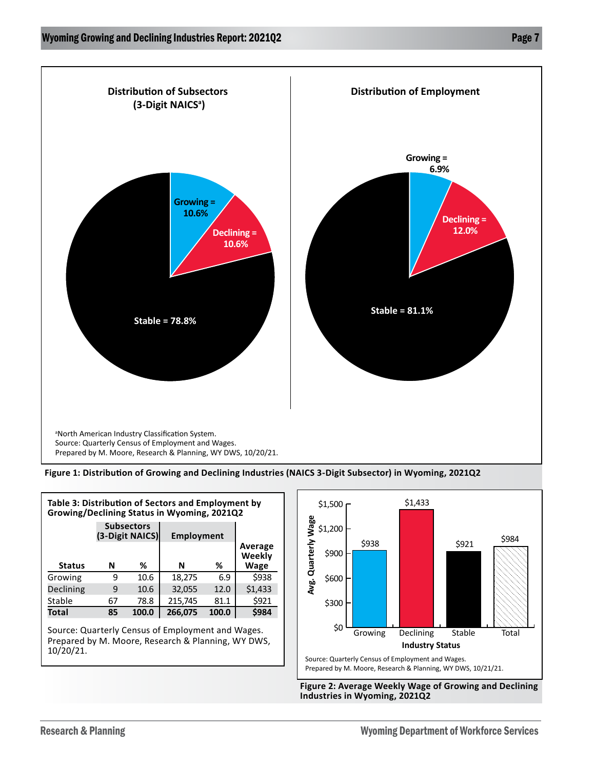**Distribution of Subsectors (3-Digit NAICS[a])**

Growing = 10.6%

Declining = 10.6%

Stable = 78.8%

**Distribution of Employment**

Growing = 6.9%

Declining = 12.0%

Stable = 81.1%

[a]North American Industry Classification System.
Source: Quarterly Census of Employment and Wages.
Prepared by M. Moore, Research & Planning, WY DWS, 10/20/21.

**Figure 1: Distribution of Growing and Declining Industries (NAICS 3-Digit Subsector) in Wyoming, 2021Q2**

**Table 3: Distribution of Sectors and Employment by Growing/Declining Status in Wyoming, 2021Q2**

| | Subsectors (3-Digit NAICS) | | Employment | | |
|---|---|---|---|---|---|
| **Status** | **N** | **%** | **N** | **%** | **Average Weekly Wage** |
| Growing | 9 | 10.6 | 18,275 | 6.9 | $938 |
| Declining | 9 | 10.6 | 32,055 | 12.0 | $1,433 |
| Stable | 67 | 78.8 | 215,745 | 81.1 | $921 |
| **Total** | **85** | **100.0** | **266,075** | **100.0** | **$984** |

Source: Quarterly Census of Employment and Wages.
Prepared by M. Moore, Research & Planning, WY DWS, 10/20/21.

| Industry Status | Avg. Quarterly Wage |
|---|---|
| Growing | $938 |
| Declining | $1,433 |
| Stable | $921 |
| Total | $984 |

Source: Quarterly Census of Employment and Wages.
Prepared by M. Moore, Research & Planning, WY DWS, 10/21/21.

**Figure 2: Average Weekly Wage of Growing and Declining Industries in Wyoming, 2021Q2**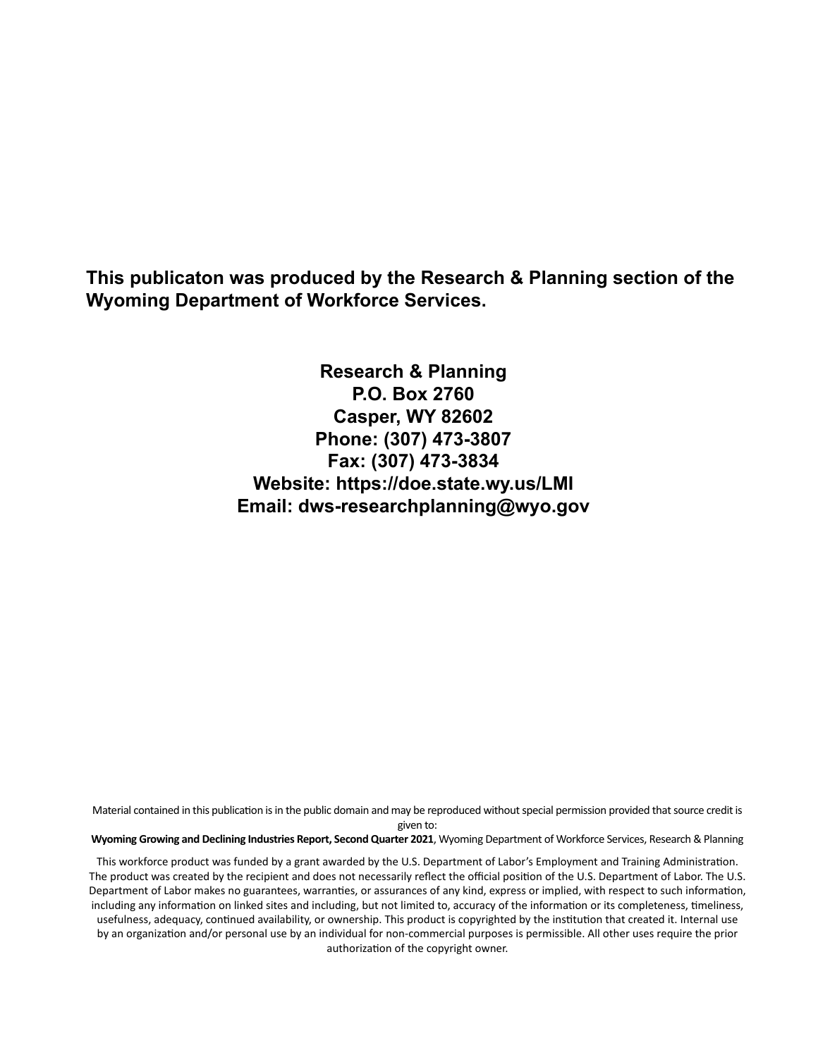**This publicaton was produced by the Research & Planning section of the Wyoming Department of Workforce Services.**

**Research & Planning**
**P.O. Box 2760**
**Casper, WY 82602**
**Phone: (307) 473-3807**
**Fax: (307) 473-3834**
**Website: https://doe.state.wy.us/LMI**
**Email: dws-researchplanning@wyo.gov**

Material contained in this publication is in the public domain and may be reproduced without special permission provided that source credit is given to:
**Wyoming Growing and Declining Industries Report, Second Quarter 2021**, Wyoming Department of Workforce Services, Research & Planning

This workforce product was funded by a grant awarded by the U.S. Department of Labor's Employment and Training Administration. The product was created by the recipient and does not necessarily reflect the official position of the U.S. Department of Labor. The U.S. Department of Labor makes no guarantees, warranties, or assurances of any kind, express or implied, with respect to such information, including any information on linked sites and including, but not limited to, accuracy of the information or its completeness, timeliness, usefulness, adequacy, continued availability, or ownership. This product is copyrighted by the institution that created it. Internal use by an organization and/or personal use by an individual for non-commercial purposes is permissible. All other uses require the prior authorization of the copyright owner.